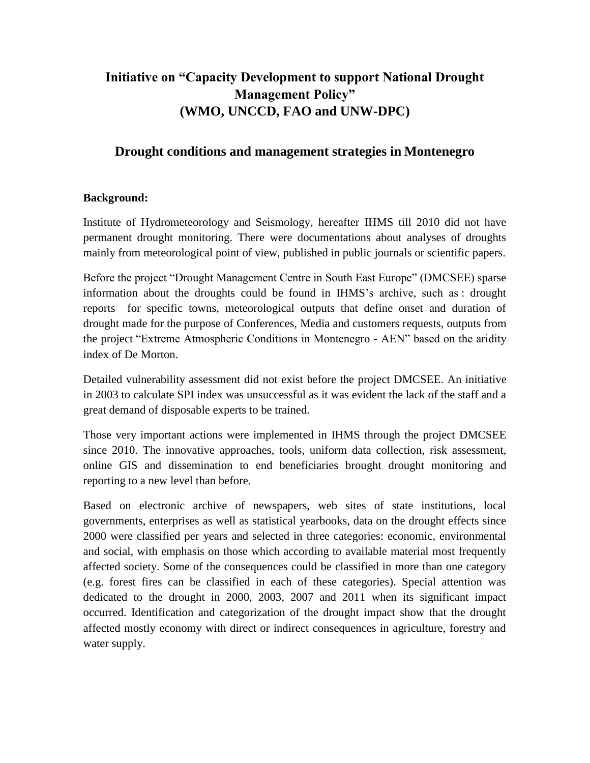# Initiative on "Capacity Development to support National Drought Management Policy" (WMO, UNCCD, FAO and UNW-DPC)

## Drought conditions and management strategies in Montenegro

**Background:**

Institute of Hydrometeorology and Seismology, hereafter IHMS till 2010 did not have permanent drought monitoring. There were documentations about analyses of droughts mainly from meteorological point of view, published in public journals or scientific papers.

Before the project "Drought Management Centre in South East Europe" (DMCSEE) sparse information about the droughts could be found in IHMS's archive, such as : drought reports for specific towns, meteorological outputs that define onset and duration of drought made for the purpose of Conferences, Media and customers requests, outputs from the project "Extreme Atmospheric Conditions in Montenegro - AEN" based on the aridity index of De Morton.

Detailed vulnerability assessment did not exist before the project DMCSEE. An initiative in 2003 to calculate SPI index was unsuccessful as it was evident the lack of the staff and a great demand of disposable experts to be trained.

Those very important actions were implemented in IHMS through the project DMCSEE since 2010. The innovative approaches, tools, uniform data collection, risk assessment, online GIS and dissemination to end beneficiaries brought drought monitoring and reporting to a new level than before.

Based on electronic archive of newspapers, web sites of state institutions, local governments, enterprises as well as statistical yearbooks, data on the drought effects since 2000 were classified per years and selected in three categories: economic, environmental and social, with emphasis on those which according to available material most frequently affected society. Some of the consequences could be classified in more than one category (e.g. forest fires can be classified in each of these categories). Special attention was dedicated to the drought in 2000, 2003, 2007 and 2011 when its significant impact occurred. Identification and categorization of the drought impact show that the drought affected mostly economy with direct or indirect consequences in agriculture, forestry and water supply.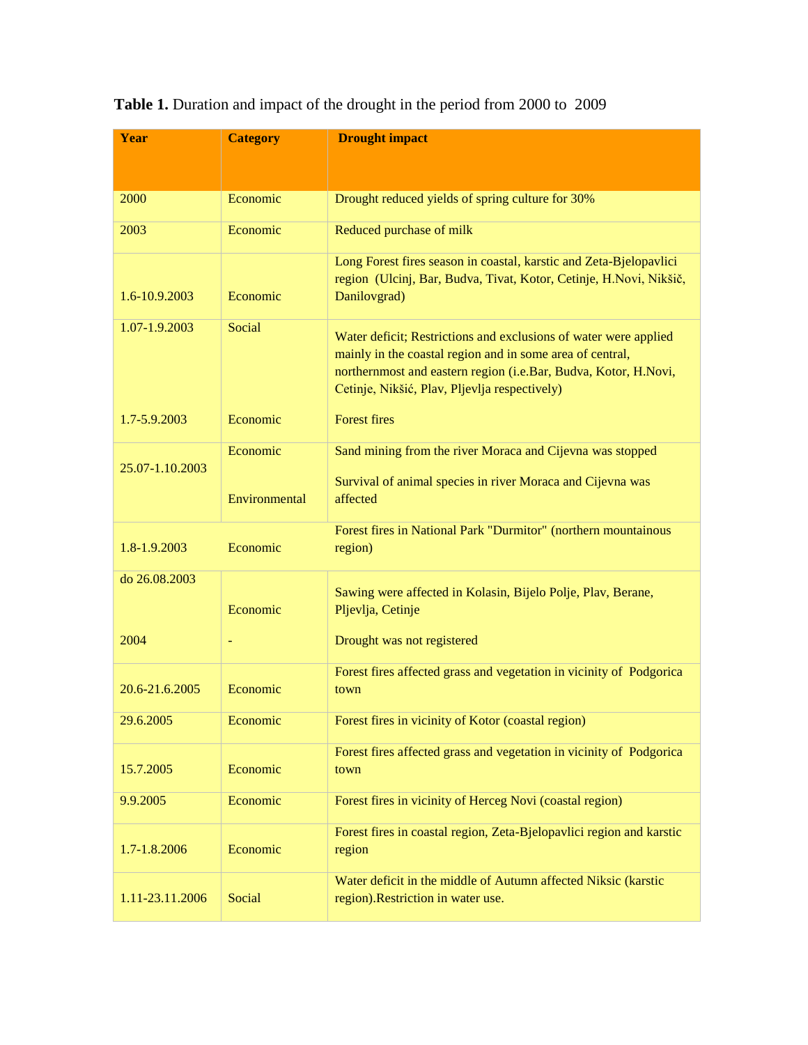**Table 1.** Duration and impact of the drought in the period from 2000 to 2009

| Year | Category | Drought impact |
|---|---|---|
| 2000 | Economic | Drought reduced yields of spring culture for 30% |
| 2003 | Economic | Reduced purchase of milk |
| 1.6-10.9.2003 | Economic | Long Forest fires season in coastal, karstic and Zeta-Bjelopavlici region (Ulcinj, Bar, Budva, Tivat, Kotor, Cetinje, H.Novi, Nikšič, Danilovgrad) |
| 1.07-1.9.2003 | Social | Water deficit; Restrictions and exclusions of water were applied mainly in the coastal region and in some area of central, northernmost and eastern region (i.e.Bar, Budva, Kotor, H.Novi, Cetinje, Nikšić, Plav, Pljevlja respectively) |
| 1.7-5.9.2003 | Economic | Forest fires |
| 25.07-1.10.2003 | Economic | Sand mining from the river Moraca and Cijevna was stopped |
| | Environmental | Survival of animal species in river Moraca and Cijevna was affected |
| 1.8-1.9.2003 | Economic | Forest fires in National Park "Durmitor" (northern mountainous region) |
| do 26.08.2003 | Economic | Sawing were affected in Kolasin, Bijelo Polje, Plav, Berane, Pljevlja, Cetinje |
| 2004 | - | Drought was not registered |
| 20.6-21.6.2005 | Economic | Forest fires affected grass and vegetation in vicinity of Podgorica town |
| 29.6.2005 | Economic | Forest fires in vicinity of Kotor (coastal region) |
| 15.7.2005 | Economic | Forest fires affected grass and vegetation in vicinity of Podgorica town |
| 9.9.2005 | Economic | Forest fires in vicinity of Herceg Novi (coastal region) |
| 1.7-1.8.2006 | Economic | Forest fires in coastal region, Zeta-Bjelopavlici region and karstic region |
| 1.11-23.11.2006 | Social | Water deficit in the middle of Autumn affected Niksic (karstic region).Restriction in water use. |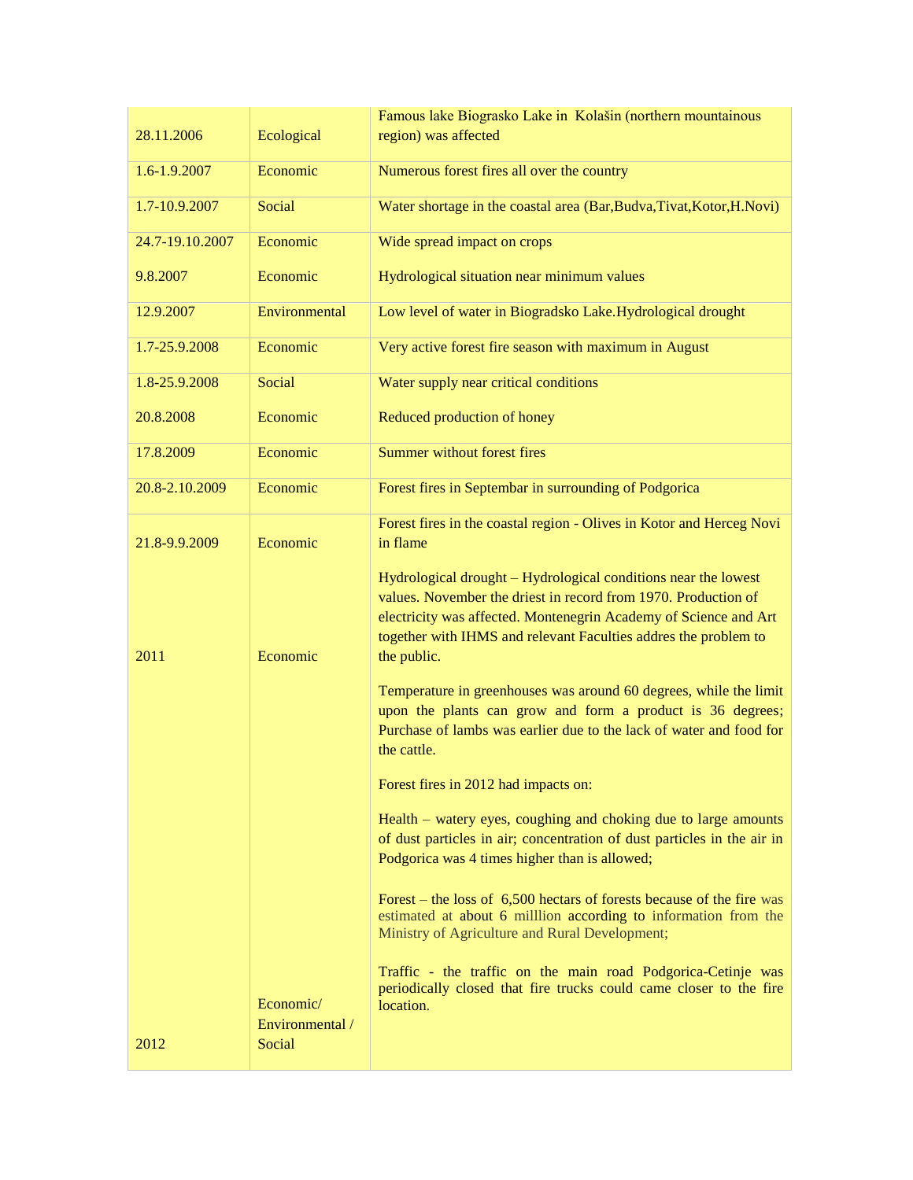| 28.11.2006 | Ecological | Famous lake Biograsko Lake in Kolašin (northern mountainous region) was affected |
|---|---|---|
| 1.6-1.9.2007 | Economic | Numerous forest fires all over the country |
| 1.7-10.9.2007 | Social | Water shortage in the coastal area (Bar,Budva,Tivat,Kotor,H.Novi) |
| 24.7-19.10.2007 | Economic | Wide spread impact on crops |
| 9.8.2007 | Economic | Hydrological situation near minimum values |
| 12.9.2007 | Environmental | Low level of water in Biogradsko Lake.Hydrological drought |
| 1.7-25.9.2008 | Economic | Very active forest fire season with maximum in August |
| 1.8-25.9.2008 | Social | Water supply near critical conditions |
| 20.8.2008 | Economic | Reduced production of honey |
| 17.8.2009 | Economic | Summer without forest fires |
| 20.8-2.10.2009 | Economic | Forest fires in Septembar in surrounding of Podgorica |
| 21.8-9.9.2009 | Economic | Forest fires in the coastal region - Olives in Kotor and Herceg Novi in flame |
| 2011 | Economic | Hydrological drought – Hydrological conditions near the lowest values. November the driest in record from 1970. Production of electricity was affected. Montenegrin Academy of Science and Art together with IHMS and relevant Faculties addres the problem to the public. |
| 2012 | Economic/ Environmental / Social | Temperature in greenhouses was around 60 degrees, while the limit upon the plants can grow and form a product is 36 degrees; Purchase of lambs was earlier due to the lack of water and food for the cattle.<br><br>Forest fires in 2012 had impacts on:<br><br>Health – watery eyes, coughing and choking due to large amounts of dust particles in air; concentration of dust particles in the air in Podgorica was 4 times higher than is allowed;<br><br>Forest – the loss of 6,500 hectars of forests because of the fire was estimated at about 6 milllion according to information from the Ministry of Agriculture and Rural Development;<br><br>Traffic - the traffic on the main road Podgorica-Cetinje was periodically closed that fire trucks could came closer to the fire location. |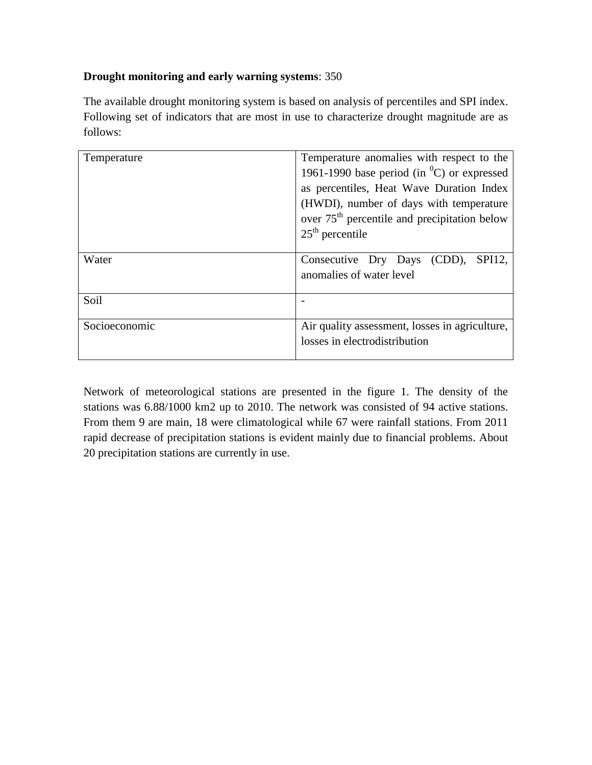**Drought monitoring and early warning systems**: 350

The available drought monitoring system is based on analysis of percentiles and SPI index. Following set of indicators that are most in use to characterize drought magnitude are as follows:

| | |
|---|---|
| Temperature | Temperature anomalies with respect to the 1961-1990 base period (in $^0$C) or expressed as percentiles, Heat Wave Duration Index (HWDI), number of days with temperature over 75$^{th}$ percentile and precipitation below 25$^{th}$ percentile |
| Water | Consecutive Dry Days (CDD), SPI12, anomalies of water level |
| Soil | - |
| Socioeconomic | Air quality assessment, losses in agriculture, losses in electrodistribution |

Network of meteorological stations are presented in the figure 1. The density of the stations was 6.88/1000 km2 up to 2010. The network was consisted of 94 active stations. From them 9 are main, 18 were climatological while 67 were rainfall stations. From 2011 rapid decrease of precipitation stations is evident mainly due to financial problems. About 20 precipitation stations are currently in use.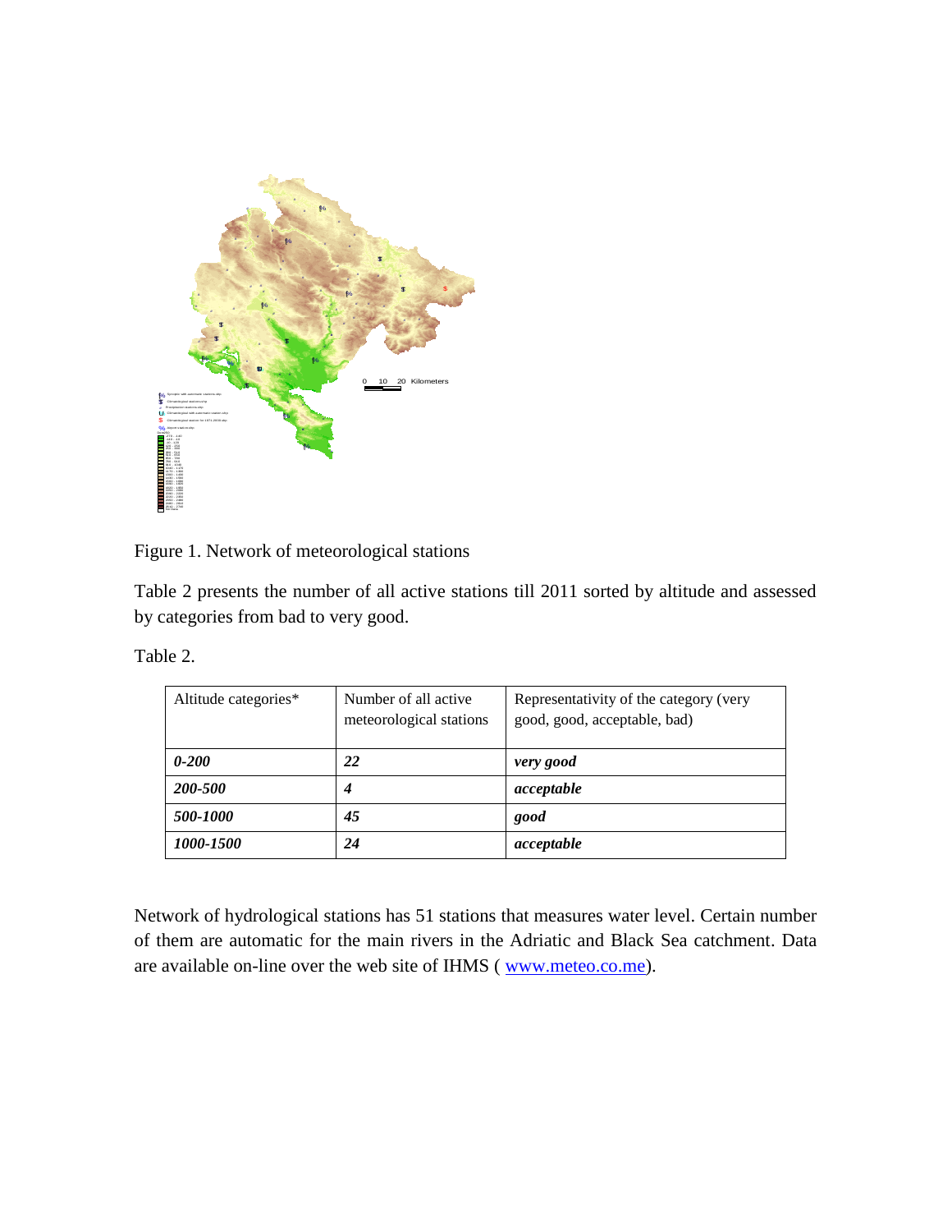Figure 1. Network of meteorological stations

Table 2 presents the number of all active stations till 2011 sorted by altitude and assessed by categories from bad to very good.

Table 2.

| Altitude categories* | Number of all active meteorological stations | Representativity of the category (very good, good, acceptable, bad) |
|---|---|---|
| ***0-200*** | ***22*** | ***very good*** |
| ***200-500*** | ***4*** | ***acceptable*** |
| ***500-1000*** | ***45*** | ***good*** |
| ***1000-1500*** | ***24*** | ***acceptable*** |

Network of hydrological stations has 51 stations that measures water level. Certain number of them are automatic for the main rivers in the Adriatic and Black Sea catchment. Data are available on-line over the web site of IHMS ( www.meteo.co.me).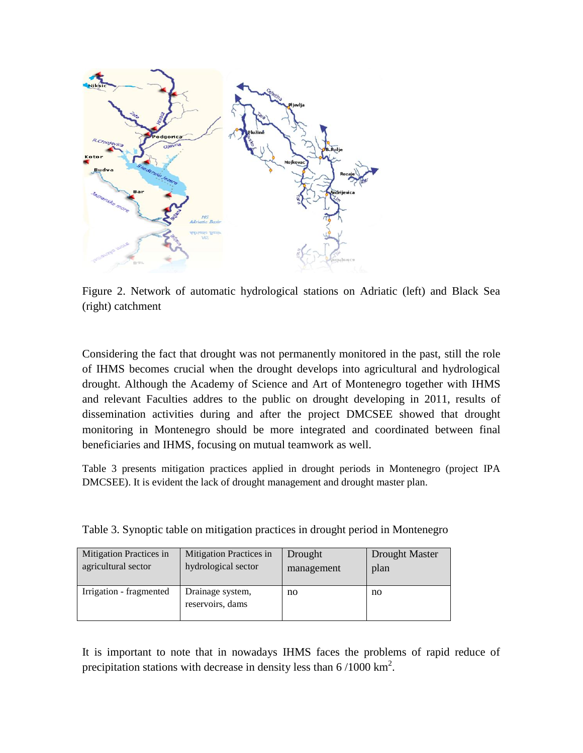Figure 2. Network of automatic hydrological stations on Adriatic (left) and Black Sea (right) catchment

Considering the fact that drought was not permanently monitored in the past, still the role of IHMS becomes crucial when the drought develops into agricultural and hydrological drought. Although the Academy of Science and Art of Montenegro together with IHMS and relevant Faculties addres to the public on drought developing in 2011, results of dissemination activities during and after the project DMCSEE showed that drought monitoring in Montenegro should be more integrated and coordinated between final beneficiaries and IHMS, focusing on mutual teamwork as well.

Table 3 presents mitigation practices applied in drought periods in Montenegro (project IPA DMCSEE). It is evident the lack of drought management and drought master plan.

Table 3. Synoptic table on mitigation practices in drought period in Montenegro

| Mitigation Practices in agricultural sector | Mitigation Practices in hydrological sector | Drought management | Drought Master plan |
|---|---|---|---|
| Irrigation - fragmented | Drainage system, reservoirs, dams | no | no |

It is important to note that in nowadays IHMS faces the problems of rapid reduce of precipitation stations with decrease in density less than 6 /1000 $km^2$.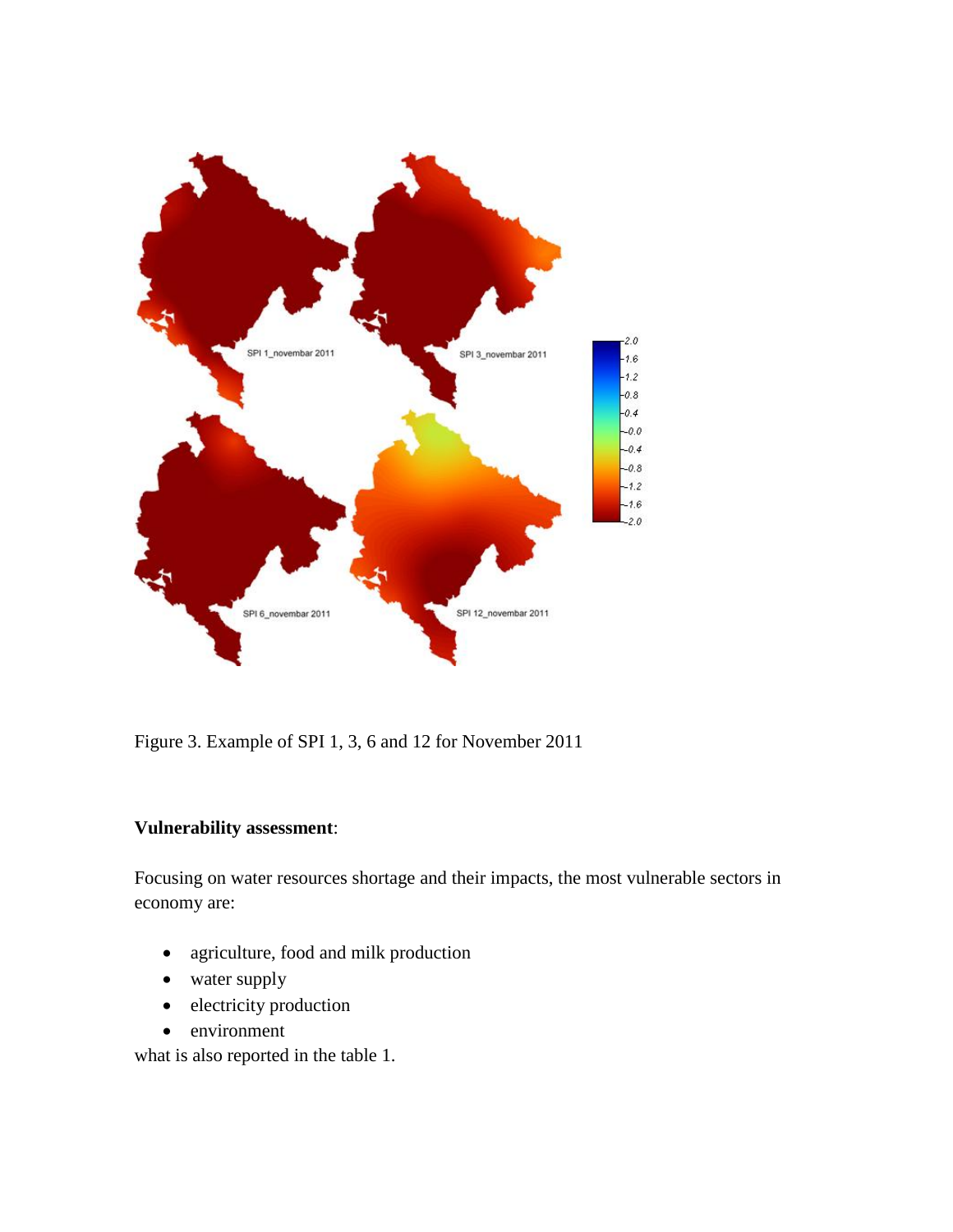Figure 3. Example of SPI 1, 3, 6 and 12 for November 2011

**Vulnerability assessment**:

Focusing on water resources shortage and their impacts, the most vulnerable sectors in economy are:

- agriculture, food and milk production
- water supply
- electricity production
- environment

what is also reported in the table 1.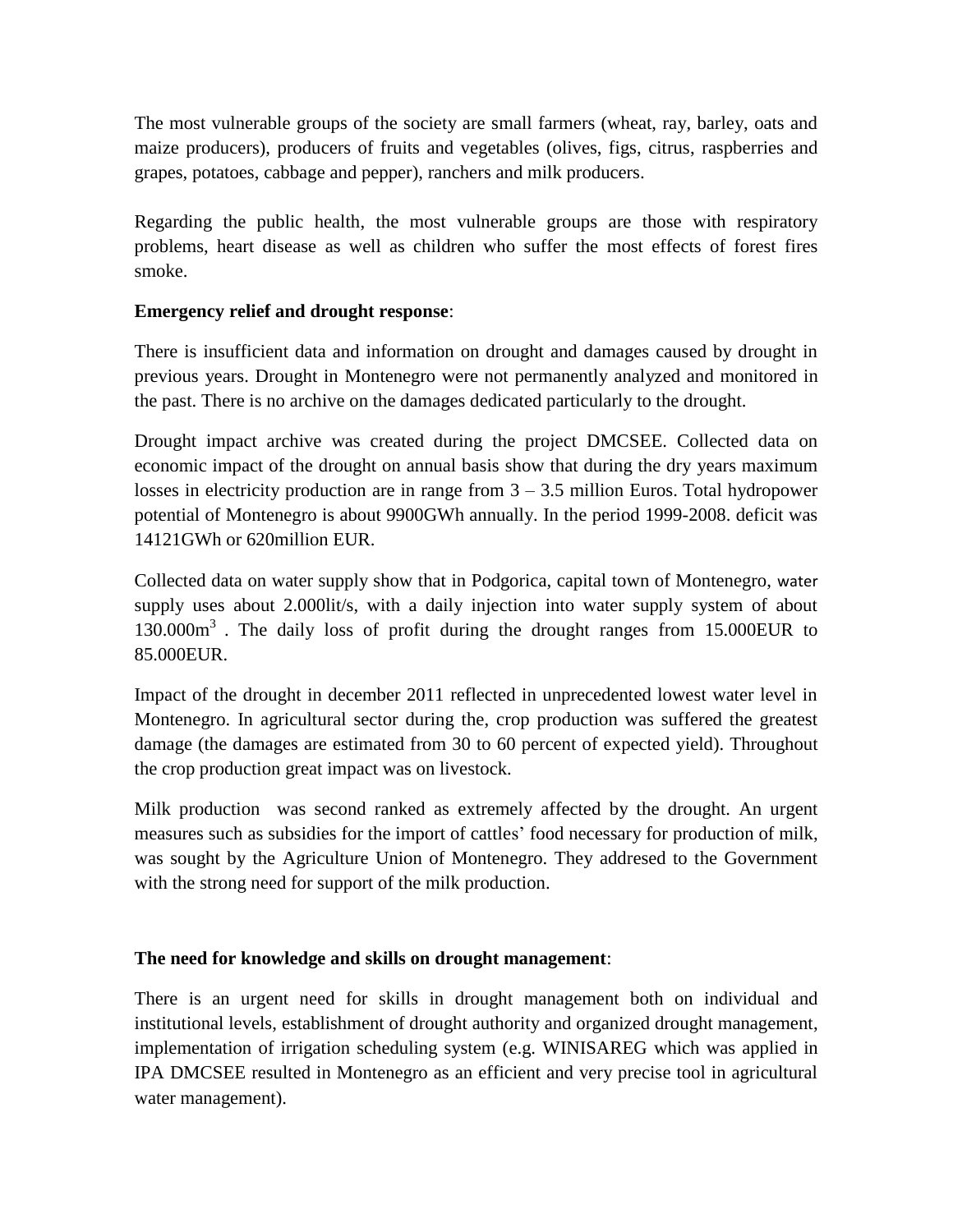The most vulnerable groups of the society are small farmers (wheat, ray, barley, oats and maize producers), producers of fruits and vegetables (olives, figs, citrus, raspberries and grapes, potatoes, cabbage and pepper), ranchers and milk producers.

Regarding the public health, the most vulnerable groups are those with respiratory problems, heart disease as well as children who suffer the most effects of forest fires smoke.

**Emergency relief and drought response**:

There is insufficient data and information on drought and damages caused by drought in previous years. Drought in Montenegro were not permanently analyzed and monitored in the past. There is no archive on the damages dedicated particularly to the drought.

Drought impact archive was created during the project DMCSEE. Collected data on economic impact of the drought on annual basis show that during the dry years maximum losses in electricity production are in range from 3 – 3.5 million Euros. Total hydropower potential of Montenegro is about 9900GWh annually. In the period 1999-2008. deficit was 14121GWh or 620million EUR.

Collected data on water supply show that in Podgorica, capital town of Montenegro, water supply uses about 2.000lit/s, with a daily injection into water supply system of about 130.000m$^3$ . The daily loss of profit during the drought ranges from 15.000EUR to 85.000EUR.

Impact of the drought in december 2011 reflected in unprecedented lowest water level in Montenegro. In agricultural sector during the, crop production was suffered the greatest damage (the damages are estimated from 30 to 60 percent of expected yield). Throughout the crop production great impact was on livestock.

Milk production was second ranked as extremely affected by the drought. An urgent measures such as subsidies for the import of cattles' food necessary for production of milk, was sought by the Agriculture Union of Montenegro. They addresed to the Government with the strong need for support of the milk production.

**The need for knowledge and skills on drought management**:

There is an urgent need for skills in drought management both on individual and institutional levels, establishment of drought authority and organized drought management, implementation of irrigation scheduling system (e.g. WINISAREG which was applied in IPA DMCSEE resulted in Montenegro as an efficient and very precise tool in agricultural water management).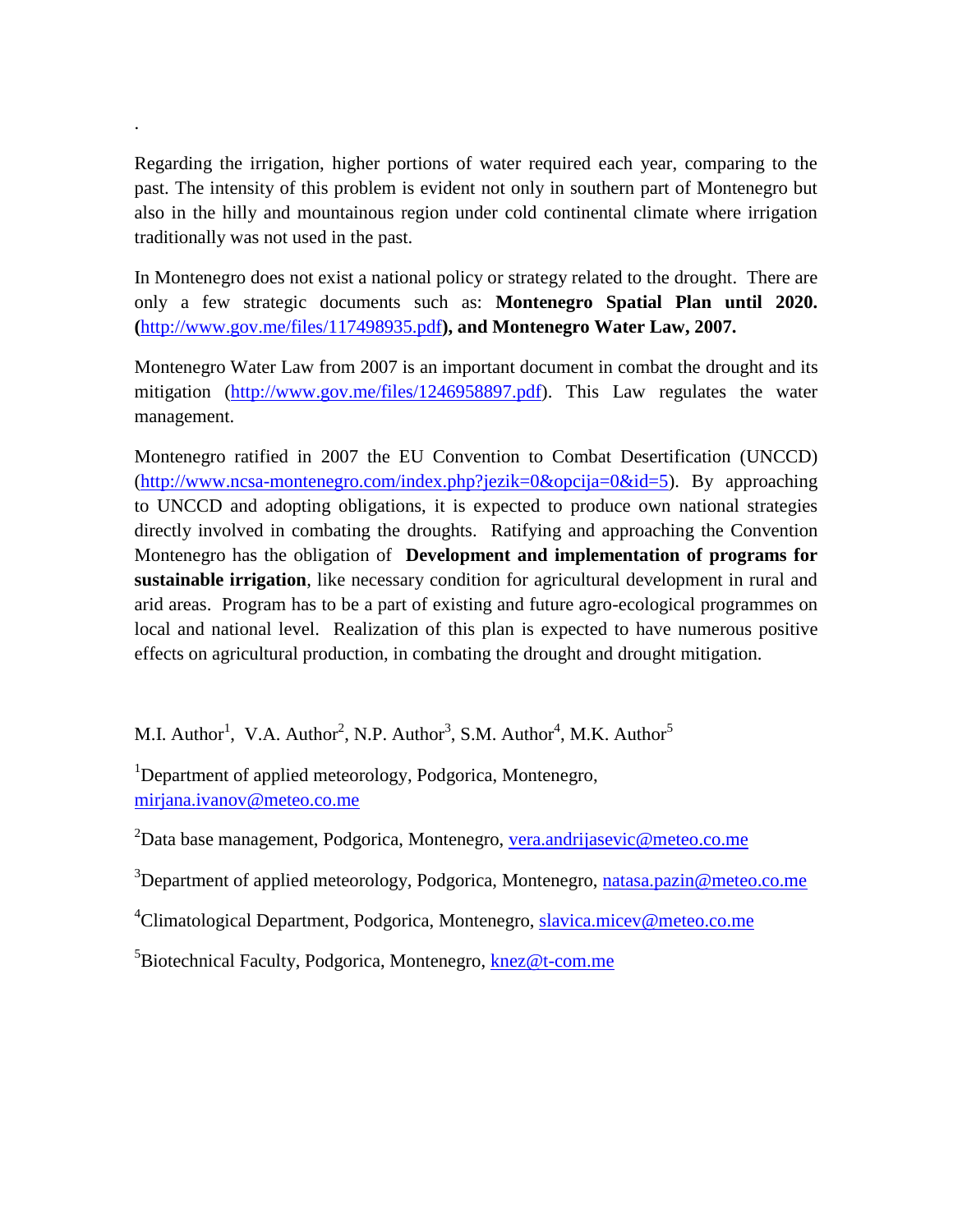.

Regarding the irrigation, higher portions of water required each year, comparing to the past. The intensity of this problem is evident not only in southern part of Montenegro but also in the hilly and mountainous region under cold continental climate where irrigation traditionally was not used in the past.

In Montenegro does not exist a national policy or strategy related to the drought. There are only a few strategic documents such as: **Montenegro Spatial Plan until 2020. (**http://www.gov.me/files/117498935.pdf**), and Montenegro Water Law, 2007.**

Montenegro Water Law from 2007 is an important document in combat the drought and its mitigation (http://www.gov.me/files/1246958897.pdf). This Law regulates the water management.

Montenegro ratified in 2007 the EU Convention to Combat Desertification (UNCCD) (http://www.ncsa-montenegro.com/index.php?jezik=0&opcija=0&id=5). By approaching to UNCCD and adopting obligations, it is expected to produce own national strategies directly involved in combating the droughts. Ratifying and approaching the Convention Montenegro has the obligation of **Development and implementation of programs for sustainable irrigation**, like necessary condition for agricultural development in rural and arid areas. Program has to be a part of existing and future agro-ecological programmes on local and national level. Realization of this plan is expected to have numerous positive effects on agricultural production, in combating the drought and drought mitigation.

M.I. Author[1], V.A. Author[2], N.P. Author[3], S.M. Author[4], M.K. Author[5]

[1]Department of applied meteorology, Podgorica, Montenegro, mirjana.ivanov@meteo.co.me

[2]Data base management, Podgorica, Montenegro, vera.andrijasevic@meteo.co.me

[3]Department of applied meteorology, Podgorica, Montenegro, natasa.pazin@meteo.co.me

[4]Climatological Department, Podgorica, Montenegro, slavica.micev@meteo.co.me

[5]Biotechnical Faculty, Podgorica, Montenegro, knez@t-com.me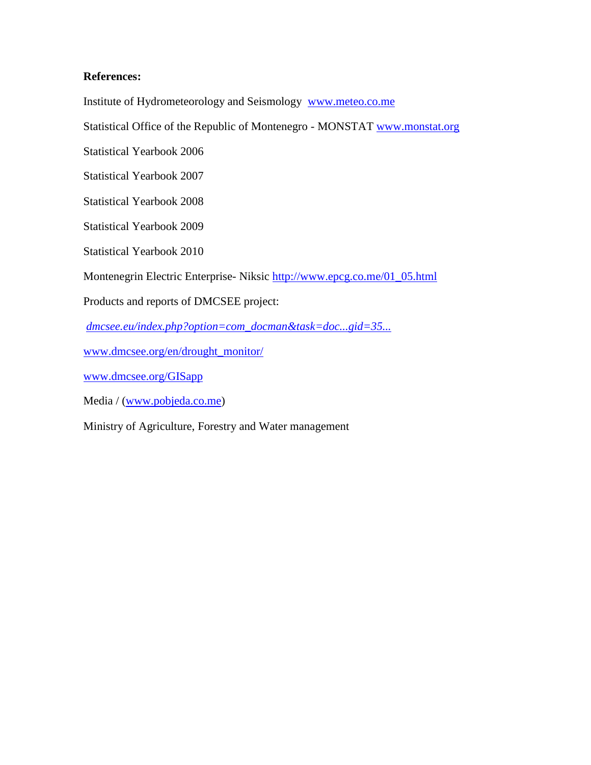**References:**

Institute of Hydrometeorology and Seismology [www.meteo.co.me](http://www.meteo.co.me)

Statistical Office of the Republic of Montenegro - MONSTAT [www.monstat.org](http://www.monstat.org)

Statistical Yearbook 2006

Statistical Yearbook 2007

Statistical Yearbook 2008

Statistical Yearbook 2009

Statistical Yearbook 2010

Montenegrin Electric Enterprise- Niksic [http://www.epcg.co.me/01_05.html](http://www.epcg.co.me/01_05.html)

Products and reports of DMCSEE project:

*dmcsee.eu/index.php?option=com_docman&task=doc...gid=35...*

[www.dmcsee.org/en/drought_monitor/](http://www.dmcsee.org/en/drought_monitor/)

[www.dmcsee.org/GISapp](http://www.dmcsee.org/GISapp)

Media / ([www.pobjeda.co.me](http://www.pobjeda.co.me))

Ministry of Agriculture, Forestry and Water management